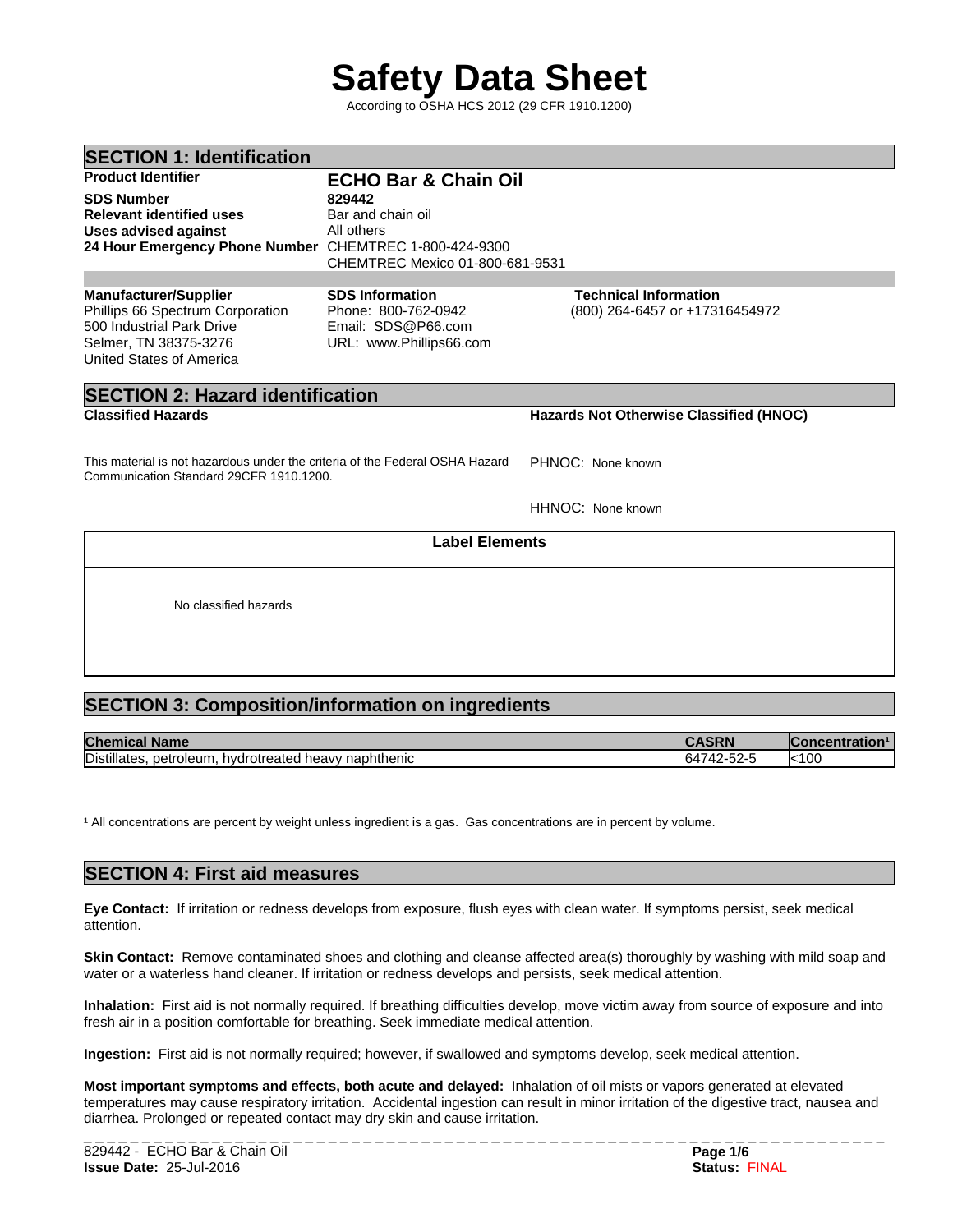# Safety Data Sheet

According to OSHA HCS 2012 (29 CFR 1910.1200)

## SECTION 1: Identification

**Product Identifier** **ECHO Bar & Chain Oil**

**SDS Number** **829442**

**Relevant identified uses** Bar and chain oil

**Uses advised against** All others

**24 Hour Emergency Phone Number** CHEMTREC 1-800-424-9300
CHEMTREC Mexico 01-800-681-9531

**Manufacturer/Supplier**
Phillips 66 Spectrum Corporation
500 Industrial Park Drive
Selmer, TN 38375-3276
United States of America

**SDS Information**
Phone: 800-762-0942
Email: SDS@P66.com
URL: www.Phillips66.com

**Technical Information**
(800) 264-6457 or +17316454972

## SECTION 2: Hazard identification

**Classified Hazards**

This material is not hazardous under the criteria of the Federal OSHA Hazard Communication Standard 29CFR 1910.1200.

**Hazards Not Otherwise Classified (HNOC)**

PHNOC: None known

HHNOC: None known

**Label Elements**

No classified hazards

## SECTION 3: Composition/information on ingredients

| Chemical Name | CASRN | Concentration[1] |
|---|---|---|
| Distillates, petroleum, hydrotreated heavy naphthenic | 64742-52-5 | <100 |

[1] All concentrations are percent by weight unless ingredient is a gas. Gas concentrations are in percent by volume.

## SECTION 4: First aid measures

**Eye Contact:** If irritation or redness develops from exposure, flush eyes with clean water. If symptoms persist, seek medical attention.

**Skin Contact:** Remove contaminated shoes and clothing and cleanse affected area(s) thoroughly by washing with mild soap and water or a waterless hand cleaner. If irritation or redness develops and persists, seek medical attention.

**Inhalation:** First aid is not normally required. If breathing difficulties develop, move victim away from source of exposure and into fresh air in a position comfortable for breathing. Seek immediate medical attention.

**Ingestion:** First aid is not normally required; however, if swallowed and symptoms develop, seek medical attention.

**Most important symptoms and effects, both acute and delayed:** Inhalation of oil mists or vapors generated at elevated temperatures may cause respiratory irritation. Accidental ingestion can result in minor irritation of the digestive tract, nausea and diarrhea. Prolonged or repeated contact may dry skin and cause irritation.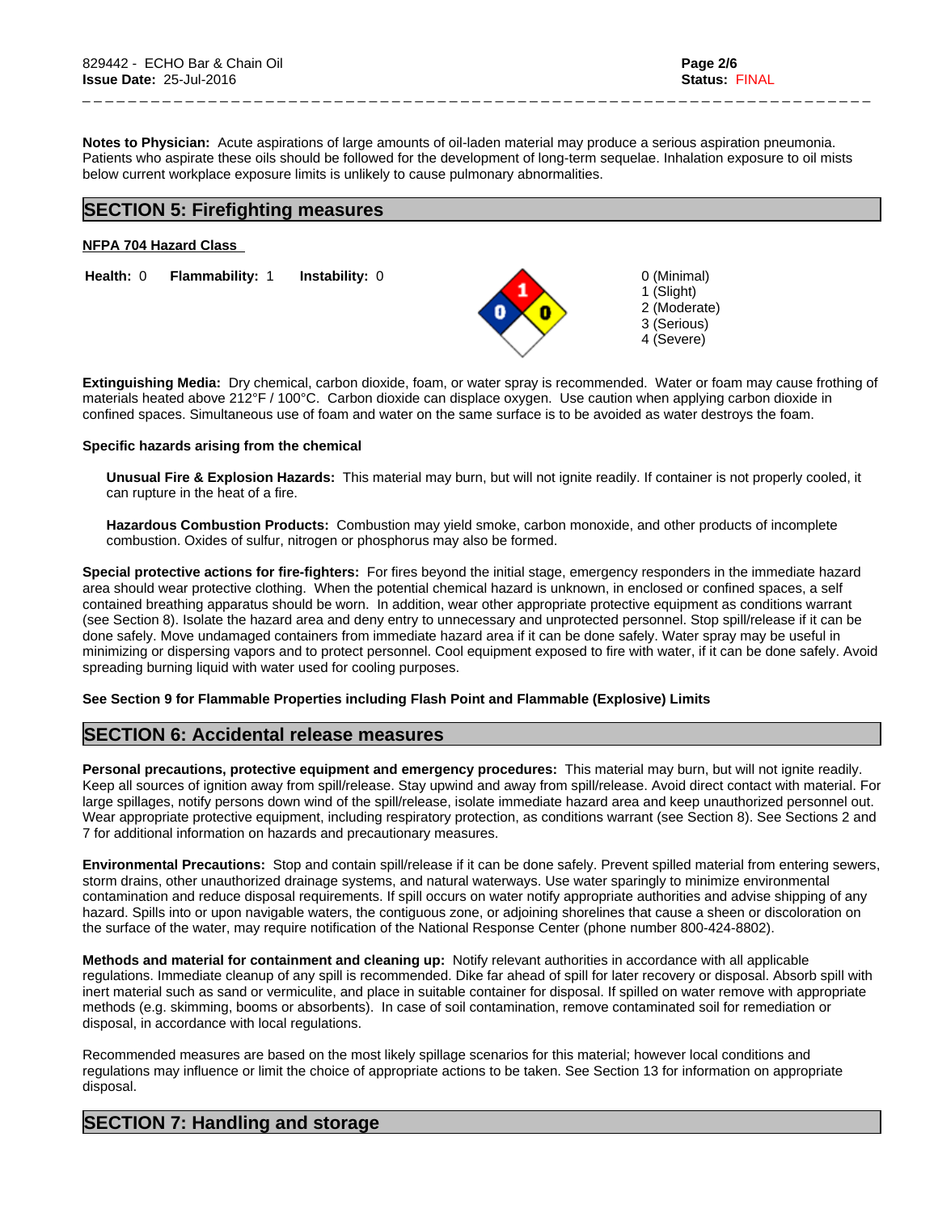**Notes to Physician:** Acute aspirations of large amounts of oil-laden material may produce a serious aspiration pneumonia. Patients who aspirate these oils should be followed for the development of long-term sequelae. Inhalation exposure to oil mists below current workplace exposure limits is unlikely to cause pulmonary abnormalities.

## SECTION 5: Firefighting measures

**NFPA 704 Hazard Class**

**Health:** 0 **Flammability:** 1 **Instability:** 0

0 (Minimal)
1 (Slight)
2 (Moderate)
3 (Serious)
4 (Severe)

**Extinguishing Media:** Dry chemical, carbon dioxide, foam, or water spray is recommended. Water or foam may cause frothing of materials heated above 212°F / 100°C. Carbon dioxide can displace oxygen. Use caution when applying carbon dioxide in confined spaces. Simultaneous use of foam and water on the same surface is to be avoided as water destroys the foam.

**Specific hazards arising from the chemical**

**Unusual Fire & Explosion Hazards:** This material may burn, but will not ignite readily. If container is not properly cooled, it can rupture in the heat of a fire.

**Hazardous Combustion Products:** Combustion may yield smoke, carbon monoxide, and other products of incomplete combustion. Oxides of sulfur, nitrogen or phosphorus may also be formed.

**Special protective actions for fire-fighters:** For fires beyond the initial stage, emergency responders in the immediate hazard area should wear protective clothing. When the potential chemical hazard is unknown, in enclosed or confined spaces, a self contained breathing apparatus should be worn. In addition, wear other appropriate protective equipment as conditions warrant (see Section 8). Isolate the hazard area and deny entry to unnecessary and unprotected personnel. Stop spill/release if it can be done safely. Move undamaged containers from immediate hazard area if it can be done safely. Water spray may be useful in minimizing or dispersing vapors and to protect personnel. Cool equipment exposed to fire with water, if it can be done safely. Avoid spreading burning liquid with water used for cooling purposes.

**See Section 9 for Flammable Properties including Flash Point and Flammable (Explosive) Limits**

## SECTION 6: Accidental release measures

**Personal precautions, protective equipment and emergency procedures:** This material may burn, but will not ignite readily. Keep all sources of ignition away from spill/release. Stay upwind and away from spill/release. Avoid direct contact with material. For large spillages, notify persons down wind of the spill/release, isolate immediate hazard area and keep unauthorized personnel out. Wear appropriate protective equipment, including respiratory protection, as conditions warrant (see Section 8). See Sections 2 and 7 for additional information on hazards and precautionary measures.

**Environmental Precautions:** Stop and contain spill/release if it can be done safely. Prevent spilled material from entering sewers, storm drains, other unauthorized drainage systems, and natural waterways. Use water sparingly to minimize environmental contamination and reduce disposal requirements. If spill occurs on water notify appropriate authorities and advise shipping of any hazard. Spills into or upon navigable waters, the contiguous zone, or adjoining shorelines that cause a sheen or discoloration on the surface of the water, may require notification of the National Response Center (phone number 800-424-8802).

**Methods and material for containment and cleaning up:** Notify relevant authorities in accordance with all applicable regulations. Immediate cleanup of any spill is recommended. Dike far ahead of spill for later recovery or disposal. Absorb spill with inert material such as sand or vermiculite, and place in suitable container for disposal. If spilled on water remove with appropriate methods (e.g. skimming, booms or absorbents). In case of soil contamination, remove contaminated soil for remediation or disposal, in accordance with local regulations.

Recommended measures are based on the most likely spillage scenarios for this material; however local conditions and regulations may influence or limit the choice of appropriate actions to be taken. See Section 13 for information on appropriate disposal.

## SECTION 7: Handling and storage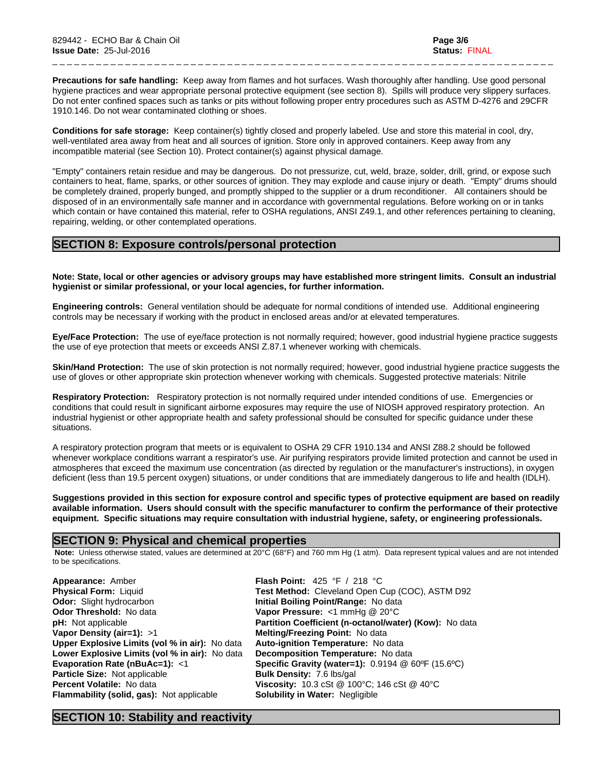**Precautions for safe handling:** Keep away from flames and hot surfaces. Wash thoroughly after handling. Use good personal hygiene practices and wear appropriate personal protective equipment (see section 8). Spills will produce very slippery surfaces. Do not enter confined spaces such as tanks or pits without following proper entry procedures such as ASTM D-4276 and 29CFR 1910.146. Do not wear contaminated clothing or shoes.

**Conditions for safe storage:** Keep container(s) tightly closed and properly labeled. Use and store this material in cool, dry, well-ventilated area away from heat and all sources of ignition. Store only in approved containers. Keep away from any incompatible material (see Section 10). Protect container(s) against physical damage.

"Empty" containers retain residue and may be dangerous. Do not pressurize, cut, weld, braze, solder, drill, grind, or expose such containers to heat, flame, sparks, or other sources of ignition. They may explode and cause injury or death. "Empty" drums should be completely drained, properly bunged, and promptly shipped to the supplier or a drum reconditioner. All containers should be disposed of in an environmentally safe manner and in accordance with governmental regulations. Before working on or in tanks which contain or have contained this material, refer to OSHA regulations, ANSI Z49.1, and other references pertaining to cleaning, repairing, welding, or other contemplated operations.

## SECTION 8: Exposure controls/personal protection

**Note: State, local or other agencies or advisory groups may have established more stringent limits. Consult an industrial hygienist or similar professional, or your local agencies, for further information.**

**Engineering controls:** General ventilation should be adequate for normal conditions of intended use. Additional engineering controls may be necessary if working with the product in enclosed areas and/or at elevated temperatures.

**Eye/Face Protection:** The use of eye/face protection is not normally required; however, good industrial hygiene practice suggests the use of eye protection that meets or exceeds ANSI Z.87.1 whenever working with chemicals.

**Skin/Hand Protection:** The use of skin protection is not normally required; however, good industrial hygiene practice suggests the use of gloves or other appropriate skin protection whenever working with chemicals. Suggested protective materials: Nitrile

**Respiratory Protection:** Respiratory protection is not normally required under intended conditions of use. Emergencies or conditions that could result in significant airborne exposures may require the use of NIOSH approved respiratory protection. An industrial hygienist or other appropriate health and safety professional should be consulted for specific guidance under these situations.

A respiratory protection program that meets or is equivalent to OSHA 29 CFR 1910.134 and ANSI Z88.2 should be followed whenever workplace conditions warrant a respirator's use. Air purifying respirators provide limited protection and cannot be used in atmospheres that exceed the maximum use concentration (as directed by regulation or the manufacturer's instructions), in oxygen deficient (less than 19.5 percent oxygen) situations, or under conditions that are immediately dangerous to life and health (IDLH).

**Suggestions provided in this section for exposure control and specific types of protective equipment are based on readily available information. Users should consult with the specific manufacturer to confirm the performance of their protective equipment. Specific situations may require consultation with industrial hygiene, safety, or engineering professionals.**

## SECTION 9: Physical and chemical properties

**Note:** Unless otherwise stated, values are determined at 20°C (68°F) and 760 mm Hg (1 atm). Data represent typical values and are not intended to be specifications.

**Appearance:** Amber
**Physical Form:** Liquid
**Odor:** Slight hydrocarbon
**Odor Threshold:** No data
**pH:** Not applicable
**Vapor Density (air=1):** >1
**Upper Explosive Limits (vol % in air):** No data
**Lower Explosive Limits (vol % in air):** No data
**Evaporation Rate (nBuAc=1):** <1
**Particle Size:** Not applicable
**Percent Volatile:** No data
**Flammability (solid, gas):** Not applicable

**Flash Point:** 425 °F / 218 °C
**Test Method:** Cleveland Open Cup (COC), ASTM D92
**Initial Boiling Point/Range:** No data
**Vapor Pressure:** <1 mmHg @ 20°C
**Partition Coefficient (n-octanol/water) (Kow):** No data
**Melting/Freezing Point:** No data
**Auto-ignition Temperature:** No data
**Decomposition Temperature:** No data
**Specific Gravity (water=1):** 0.9194 @ 60ºF (15.6ºC)
**Bulk Density:** 7.6 lbs/gal
**Viscosity:** 10.3 cSt @ 100°C; 146 cSt @ 40°C
**Solubility in Water:** Negligible

## SECTION 10: Stability and reactivity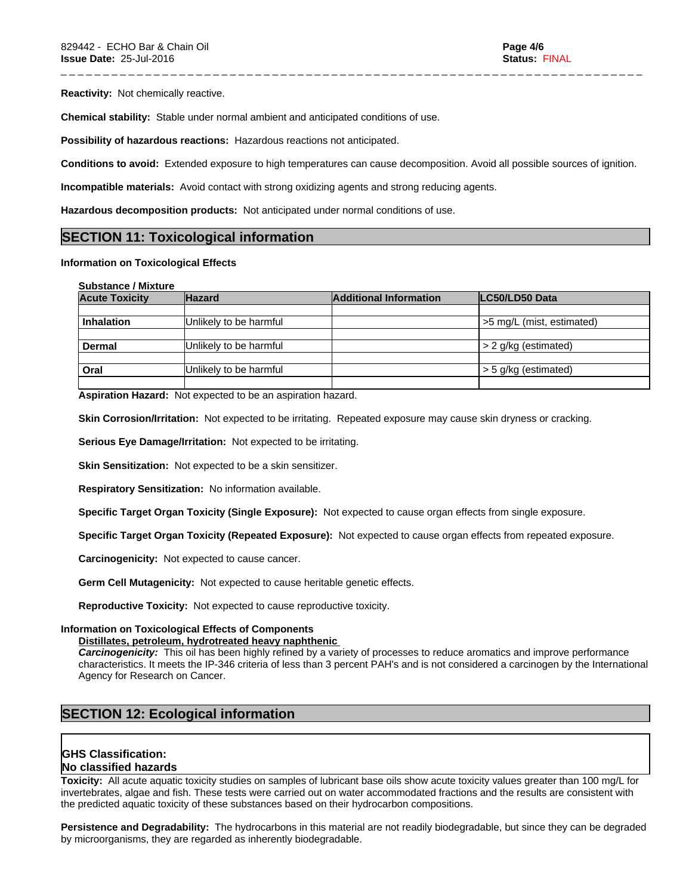**Reactivity:** Not chemically reactive.

**Chemical stability:** Stable under normal ambient and anticipated conditions of use.

**Possibility of hazardous reactions:** Hazardous reactions not anticipated.

**Conditions to avoid:** Extended exposure to high temperatures can cause decomposition. Avoid all possible sources of ignition.

**Incompatible materials:** Avoid contact with strong oxidizing agents and strong reducing agents.

**Hazardous decomposition products:** Not anticipated under normal conditions of use.

## SECTION 11: Toxicological information

**Information on Toxicological Effects**

**Substance / Mixture**

| Acute Toxicity | Hazard | Additional Information | LC50/LD50 Data |
|---|---|---|---|
| | | | |
| **Inhalation** | Unlikely to be harmful | | >5 mg/L (mist, estimated) |
| | | | |
| **Dermal** | Unlikely to be harmful | | > 2 g/kg (estimated) |
| | | | |
| **Oral** | Unlikely to be harmful | | > 5 g/kg (estimated) |
| | | | |

**Aspiration Hazard:** Not expected to be an aspiration hazard.

**Skin Corrosion/Irritation:** Not expected to be irritating. Repeated exposure may cause skin dryness or cracking.

**Serious Eye Damage/Irritation:** Not expected to be irritating.

**Skin Sensitization:** Not expected to be a skin sensitizer.

**Respiratory Sensitization:** No information available.

**Specific Target Organ Toxicity (Single Exposure):** Not expected to cause organ effects from single exposure.

**Specific Target Organ Toxicity (Repeated Exposure):** Not expected to cause organ effects from repeated exposure.

**Carcinogenicity:** Not expected to cause cancer.

**Germ Cell Mutagenicity:** Not expected to cause heritable genetic effects.

**Reproductive Toxicity:** Not expected to cause reproductive toxicity.

**Information on Toxicological Effects of Components**

**Distillates, petroleum, hydrotreated heavy naphthenic**

***Carcinogenicity:*** This oil has been highly refined by a variety of processes to reduce aromatics and improve performance characteristics. It meets the IP-346 criteria of less than 3 percent PAH's and is not considered a carcinogen by the International Agency for Research on Cancer.

## SECTION 12: Ecological information

**GHS Classification:**
**No classified hazards**

**Toxicity:** All acute aquatic toxicity studies on samples of lubricant base oils show acute toxicity values greater than 100 mg/L for invertebrates, algae and fish. These tests were carried out on water accommodated fractions and the results are consistent with the predicted aquatic toxicity of these substances based on their hydrocarbon compositions.

**Persistence and Degradability:** The hydrocarbons in this material are not readily biodegradable, but since they can be degraded by microorganisms, they are regarded as inherently biodegradable.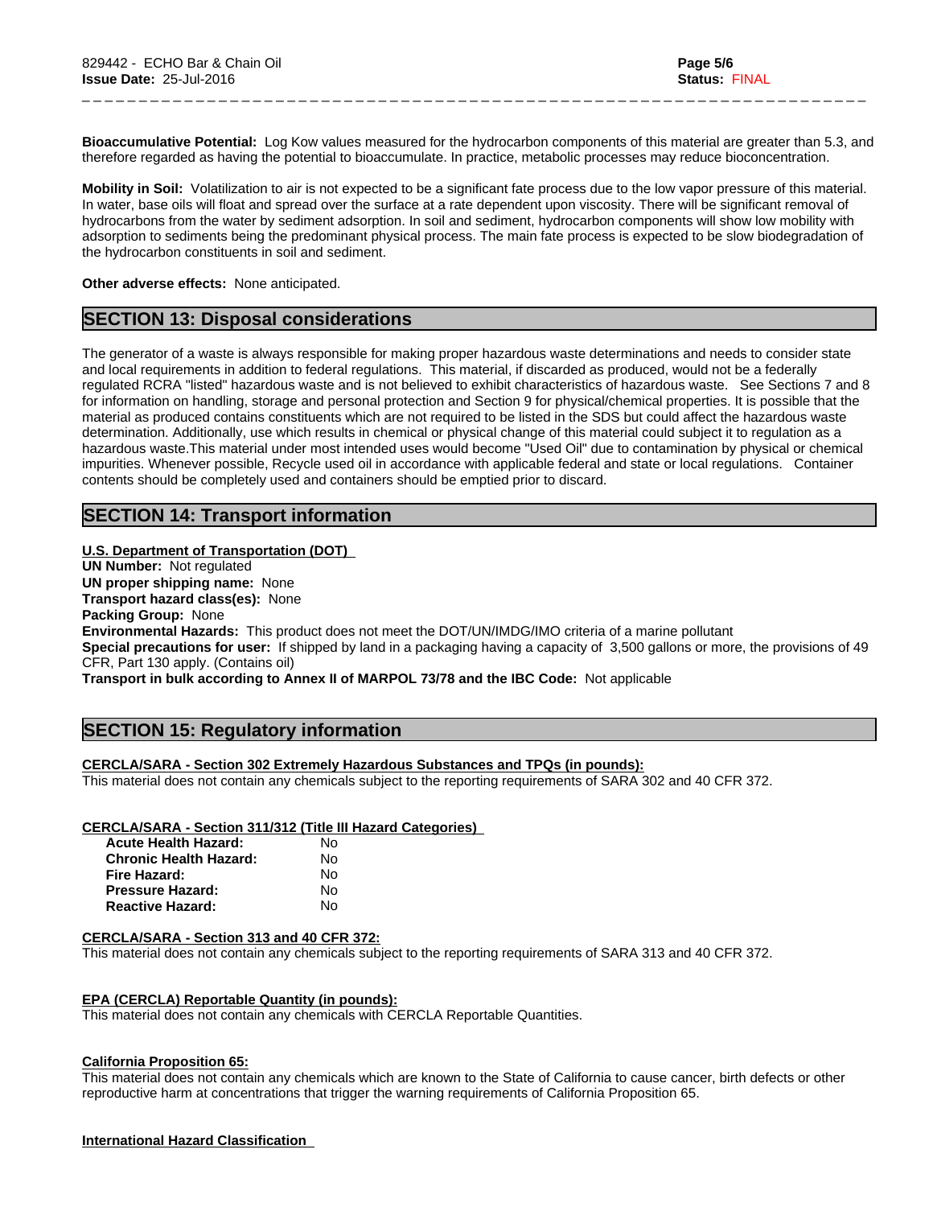**Bioaccumulative Potential:** Log Kow values measured for the hydrocarbon components of this material are greater than 5.3, and therefore regarded as having the potential to bioaccumulate. In practice, metabolic processes may reduce bioconcentration.

**Mobility in Soil:** Volatilization to air is not expected to be a significant fate process due to the low vapor pressure of this material. In water, base oils will float and spread over the surface at a rate dependent upon viscosity. There will be significant removal of hydrocarbons from the water by sediment adsorption. In soil and sediment, hydrocarbon components will show low mobility with adsorption to sediments being the predominant physical process. The main fate process is expected to be slow biodegradation of the hydrocarbon constituents in soil and sediment.

**Other adverse effects:** None anticipated.

## SECTION 13: Disposal considerations

The generator of a waste is always responsible for making proper hazardous waste determinations and needs to consider state and local requirements in addition to federal regulations. This material, if discarded as produced, would not be a federally regulated RCRA "listed" hazardous waste and is not believed to exhibit characteristics of hazardous waste. See Sections 7 and 8 for information on handling, storage and personal protection and Section 9 for physical/chemical properties. It is possible that the material as produced contains constituents which are not required to be listed in the SDS but could affect the hazardous waste determination. Additionally, use which results in chemical or physical change of this material could subject it to regulation as a hazardous waste.This material under most intended uses would become "Used Oil" due to contamination by physical or chemical impurities. Whenever possible, Recycle used oil in accordance with applicable federal and state or local regulations. Container contents should be completely used and containers should be emptied prior to discard.

## SECTION 14: Transport information

**U.S. Department of Transportation (DOT)**

**UN Number:** Not regulated
**UN proper shipping name:** None
**Transport hazard class(es):** None
**Packing Group:** None
**Environmental Hazards:** This product does not meet the DOT/UN/IMDG/IMO criteria of a marine pollutant
**Special precautions for user:** If shipped by land in a packaging having a capacity of 3,500 gallons or more, the provisions of 49 CFR, Part 130 apply. (Contains oil)
**Transport in bulk according to Annex II of MARPOL 73/78 and the IBC Code:** Not applicable

## SECTION 15: Regulatory information

**CERCLA/SARA - Section 302 Extremely Hazardous Substances and TPQs (in pounds):**

This material does not contain any chemicals subject to the reporting requirements of SARA 302 and 40 CFR 372.

**CERCLA/SARA - Section 311/312 (Title III Hazard Categories)**

| | |
|---|---|
| **Acute Health Hazard:** | No |
| **Chronic Health Hazard:** | No |
| **Fire Hazard:** | No |
| **Pressure Hazard:** | No |
| **Reactive Hazard:** | No |

**CERCLA/SARA - Section 313 and 40 CFR 372:**

This material does not contain any chemicals subject to the reporting requirements of SARA 313 and 40 CFR 372.

**EPA (CERCLA) Reportable Quantity (in pounds):**

This material does not contain any chemicals with CERCLA Reportable Quantities.

**California Proposition 65:**

This material does not contain any chemicals which are known to the State of California to cause cancer, birth defects or other reproductive harm at concentrations that trigger the warning requirements of California Proposition 65.

**International Hazard Classification**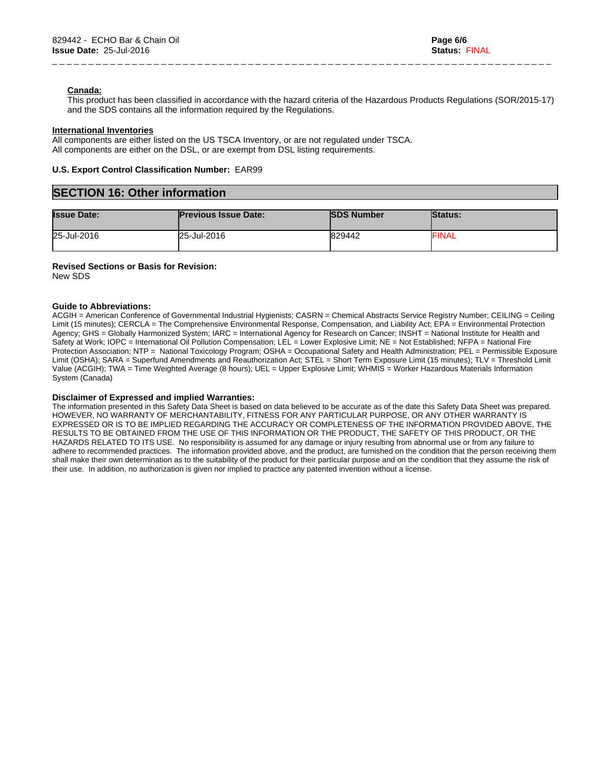**Canada:**

This product has been classified in accordance with the hazard criteria of the Hazardous Products Regulations (SOR/2015-17) and the SDS contains all the information required by the Regulations.

**International Inventories**

All components are either listed on the US TSCA Inventory, or are not regulated under TSCA.
All components are either on the DSL, or are exempt from DSL listing requirements.

**U.S. Export Control Classification Number:** EAR99

## SECTION 16: Other information

| Issue Date: | Previous Issue Date: | SDS Number | Status: |
|---|---|---|---|
| 25-Jul-2016 | 25-Jul-2016 | 829442 | FINAL |

**Revised Sections or Basis for Revision:**
New SDS

**Guide to Abbreviations:**
ACGIH = American Conference of Governmental Industrial Hygienists; CASRN = Chemical Abstracts Service Registry Number; CEILING = Ceiling Limit (15 minutes); CERCLA = The Comprehensive Environmental Response, Compensation, and Liability Act; EPA = Environmental Protection Agency; GHS = Globally Harmonized System; IARC = International Agency for Research on Cancer; INSHT = National Institute for Health and Safety at Work; IOPC = International Oil Pollution Compensation; LEL = Lower Explosive Limit; NE = Not Established; NFPA = National Fire Protection Association; NTP = National Toxicology Program; OSHA = Occupational Safety and Health Administration; PEL = Permissible Exposure Limit (OSHA); SARA = Superfund Amendments and Reauthorization Act; STEL = Short Term Exposure Limit (15 minutes); TLV = Threshold Limit Value (ACGIH); TWA = Time Weighted Average (8 hours); UEL = Upper Explosive Limit; WHMIS = Worker Hazardous Materials Information System (Canada)

**Disclaimer of Expressed and implied Warranties:**
The information presented in this Safety Data Sheet is based on data believed to be accurate as of the date this Safety Data Sheet was prepared. HOWEVER, NO WARRANTY OF MERCHANTABILITY, FITNESS FOR ANY PARTICULAR PURPOSE, OR ANY OTHER WARRANTY IS EXPRESSED OR IS TO BE IMPLIED REGARDING THE ACCURACY OR COMPLETENESS OF THE INFORMATION PROVIDED ABOVE, THE RESULTS TO BE OBTAINED FROM THE USE OF THIS INFORMATION OR THE PRODUCT, THE SAFETY OF THIS PRODUCT, OR THE HAZARDS RELATED TO ITS USE. No responsibility is assumed for any damage or injury resulting from abnormal use or from any failure to adhere to recommended practices. The information provided above, and the product, are furnished on the condition that the person receiving them shall make their own determination as to the suitability of the product for their particular purpose and on the condition that they assume the risk of their use. In addition, no authorization is given nor implied to practice any patented invention without a license.